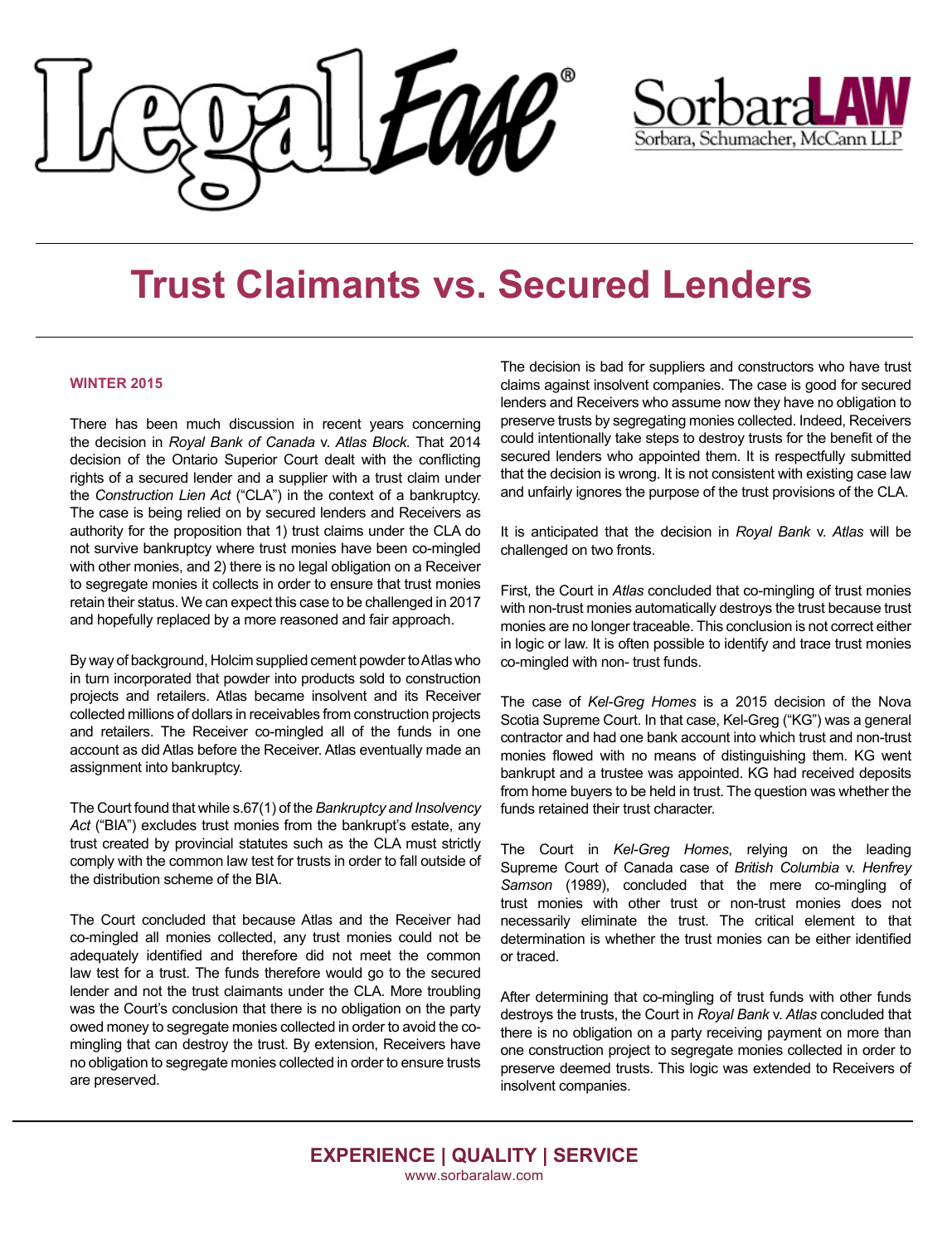# Trust Claimants vs. Secured Lenders

**WINTER 2015**

There has been much discussion in recent years concerning the decision in *Royal Bank of Canada* v. *Atlas Block.* That 2014 decision of the Ontario Superior Court dealt with the conflicting rights of a secured lender and a supplier with a trust claim under the *Construction Lien Act* ("CLA") in the context of a bankruptcy. The case is being relied on by secured lenders and Receivers as authority for the proposition that 1) trust claims under the CLA do not survive bankruptcy where trust monies have been co-mingled with other monies, and 2) there is no legal obligation on a Receiver to segregate monies it collects in order to ensure that trust monies retain their status. We can expect this case to be challenged in 2017 and hopefully replaced by a more reasoned and fair approach.

By way of background, Holcim supplied cement powder to Atlas who in turn incorporated that powder into products sold to construction projects and retailers. Atlas became insolvent and its Receiver collected millions of dollars in receivables from construction projects and retailers. The Receiver co-mingled all of the funds in one account as did Atlas before the Receiver. Atlas eventually made an assignment into bankruptcy.

The Court found that while s.67(1) of the *Bankruptcy and Insolvency Act* ("BIA") excludes trust monies from the bankrupt's estate, any trust created by provincial statutes such as the CLA must strictly comply with the common law test for trusts in order to fall outside of the distribution scheme of the BIA.

The Court concluded that because Atlas and the Receiver had co-mingled all monies collected, any trust monies could not be adequately identified and therefore did not meet the common law test for a trust. The funds therefore would go to the secured lender and not the trust claimants under the CLA. More troubling was the Court's conclusion that there is no obligation on the party owed money to segregate monies collected in order to avoid the co-mingling that can destroy the trust. By extension, Receivers have no obligation to segregate monies collected in order to ensure trusts are preserved.

The decision is bad for suppliers and constructors who have trust claims against insolvent companies. The case is good for secured lenders and Receivers who assume now they have no obligation to preserve trusts by segregating monies collected. Indeed, Receivers could intentionally take steps to destroy trusts for the benefit of the secured lenders who appointed them. It is respectfully submitted that the decision is wrong. It is not consistent with existing case law and unfairly ignores the purpose of the trust provisions of the CLA.

It is anticipated that the decision in *Royal Bank* v. *Atlas* will be challenged on two fronts.

First, the Court in *Atlas* concluded that co-mingling of trust monies with non-trust monies automatically destroys the trust because trust monies are no longer traceable. This conclusion is not correct either in logic or law. It is often possible to identify and trace trust monies co-mingled with non- trust funds.

The case of *Kel-Greg Homes* is a 2015 decision of the Nova Scotia Supreme Court. In that case, Kel-Greg ("KG") was a general contractor and had one bank account into which trust and non-trust monies flowed with no means of distinguishing them. KG went bankrupt and a trustee was appointed. KG had received deposits from home buyers to be held in trust. The question was whether the funds retained their trust character.

The Court in *Kel-Greg Homes*, relying on the leading Supreme Court of Canada case of *British Columbia* v. *Henfrey Samson* (1989), concluded that the mere co-mingling of trust monies with other trust or non-trust monies does not necessarily eliminate the trust. The critical element to that determination is whether the trust monies can be either identified or traced.

After determining that co-mingling of trust funds with other funds destroys the trusts, the Court in *Royal Bank* v. *Atlas* concluded that there is no obligation on a party receiving payment on more than one construction project to segregate monies collected in order to preserve deemed trusts. This logic was extended to Receivers of insolvent companies.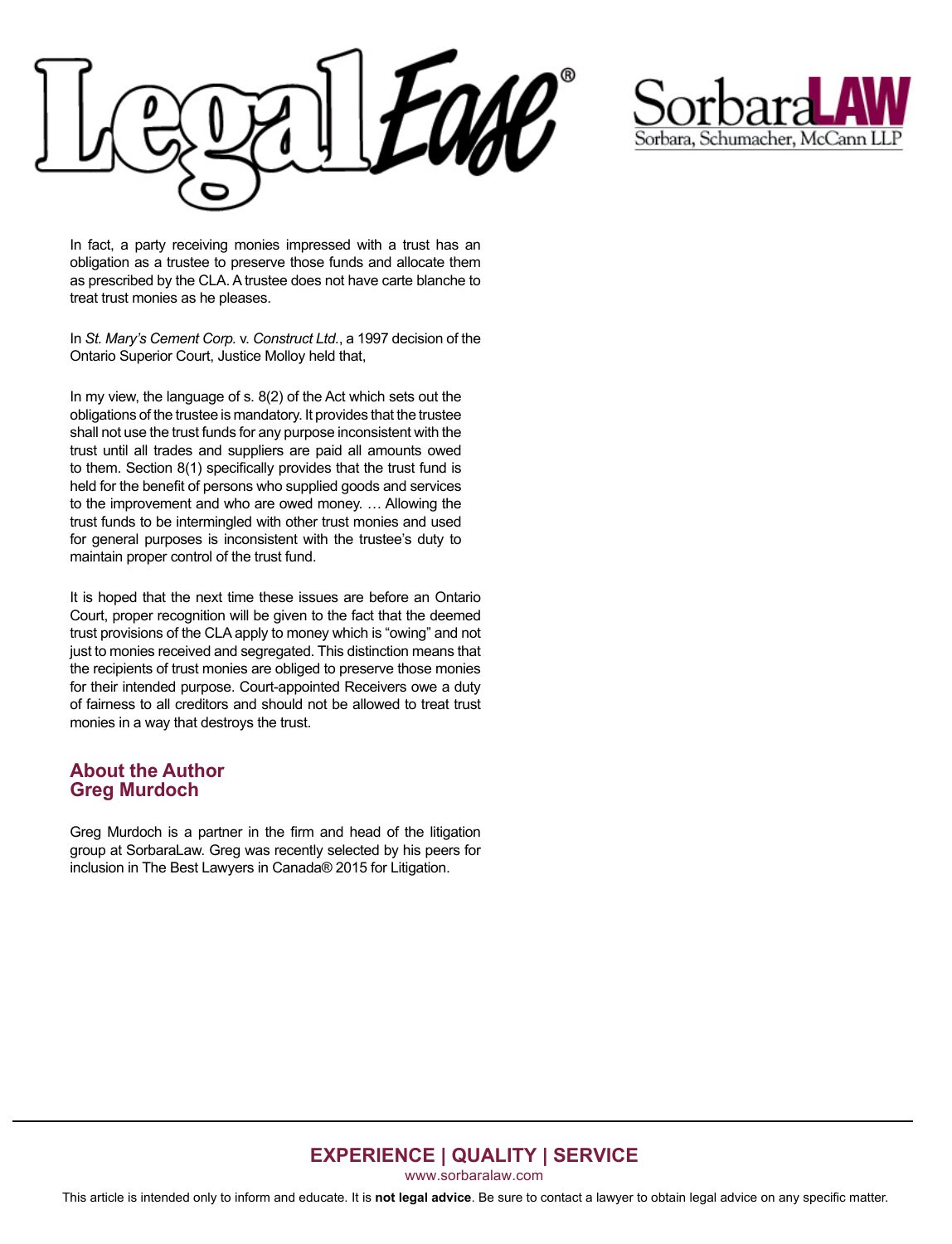In fact, a party receiving monies impressed with a trust has an obligation as a trustee to preserve those funds and allocate them as prescribed by the CLA. A trustee does not have carte blanche to treat trust monies as he pleases.

In *St. Mary's Cement Corp.* v. *Construct Ltd.*, a 1997 decision of the Ontario Superior Court, Justice Molloy held that,

In my view, the language of s. 8(2) of the Act which sets out the obligations of the trustee is mandatory. It provides that the trustee shall not use the trust funds for any purpose inconsistent with the trust until all trades and suppliers are paid all amounts owed to them. Section 8(1) specifically provides that the trust fund is held for the benefit of persons who supplied goods and services to the improvement and who are owed money. … Allowing the trust funds to be intermingled with other trust monies and used for general purposes is inconsistent with the trustee's duty to maintain proper control of the trust fund.

It is hoped that the next time these issues are before an Ontario Court, proper recognition will be given to the fact that the deemed trust provisions of the CLA apply to money which is "owing" and not just to monies received and segregated. This distinction means that the recipients of trust monies are obliged to preserve those monies for their intended purpose. Court-appointed Receivers owe a duty of fairness to all creditors and should not be allowed to treat trust monies in a way that destroys the trust.

## About the Author
## Greg Murdoch

Greg Murdoch is a partner in the firm and head of the litigation group at SorbaraLaw. Greg was recently selected by his peers for inclusion in The Best Lawyers in Canada® 2015 for Litigation.

**EXPERIENCE | QUALITY | SERVICE**

www.sorbaralaw.com

This article is intended only to inform and educate. It is **not legal advice**. Be sure to contact a lawyer to obtain legal advice on any specific matter.